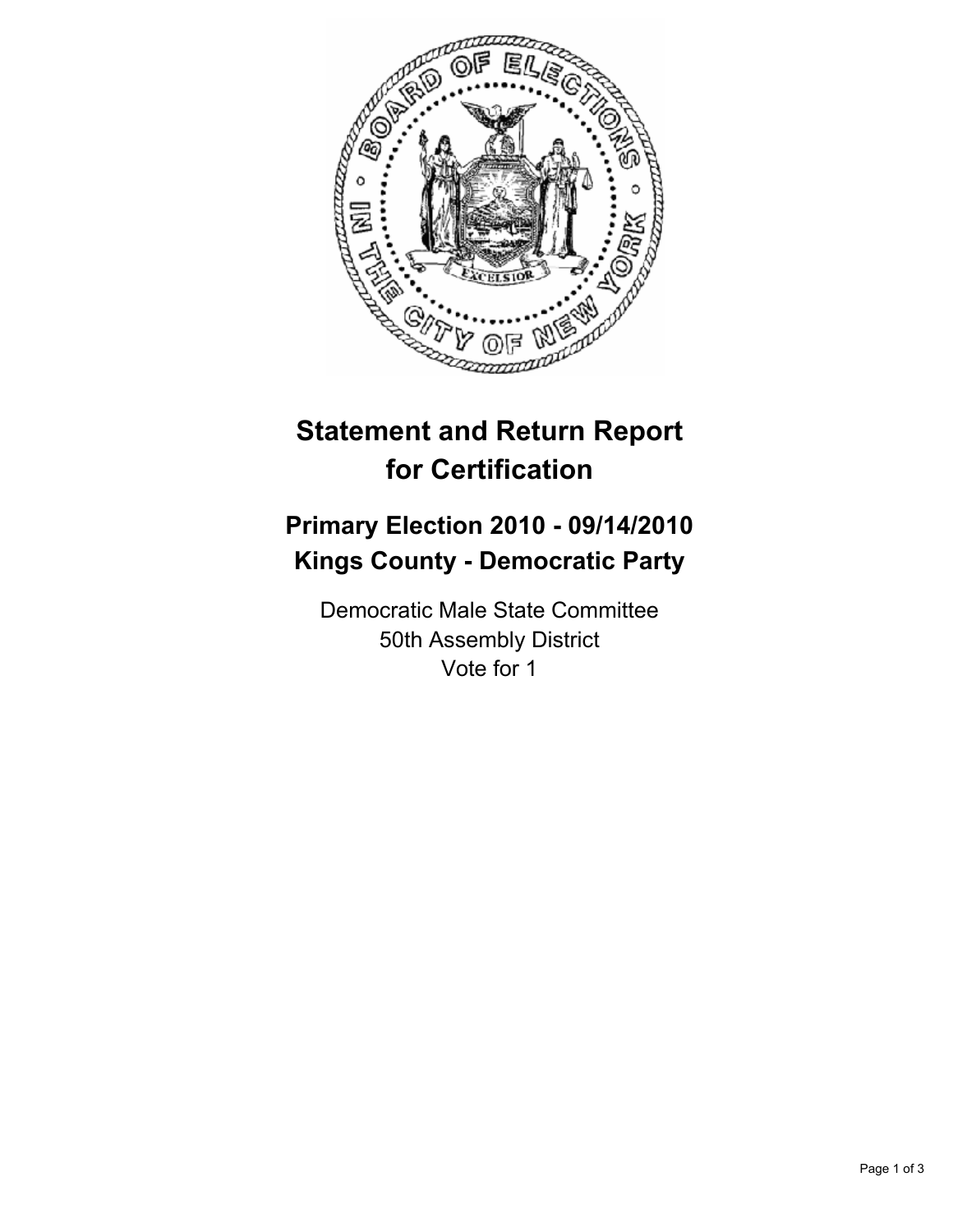# Statement and Return Report for Certification

## Primary Election 2010 - 09/14/2010
## Kings County - Democratic Party

Democratic Male State Committee
50th Assembly District
Vote for 1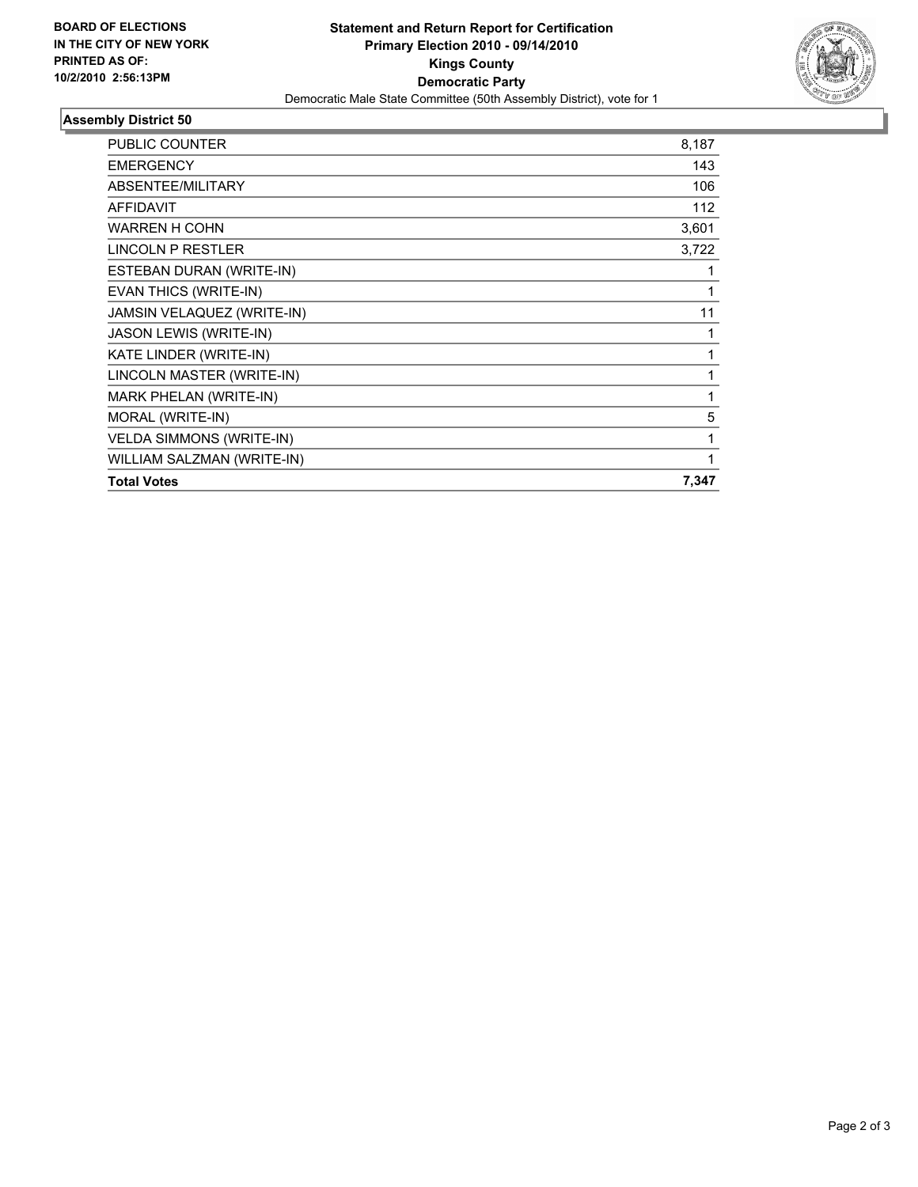**BOARD OF ELECTIONS IN THE CITY OF NEW YORK PRINTED AS OF: 10/2/2010 2:56:13PM**

**Statement and Return Report for Certification**
**Primary Election 2010 - 09/14/2010**
**Kings County**
**Democratic Party**
Democratic Male State Committee (50th Assembly District), vote for 1

## Assembly District 50

| | |
|---|---|
| PUBLIC COUNTER | 8,187 |
| EMERGENCY | 143 |
| ABSENTEE/MILITARY | 106 |
| AFFIDAVIT | 112 |
| WARREN H COHN | 3,601 |
| LINCOLN P RESTLER | 3,722 |
| ESTEBAN DURAN (WRITE-IN) | 1 |
| EVAN THICS (WRITE-IN) | 1 |
| JAMSIN VELAQUEZ (WRITE-IN) | 11 |
| JASON LEWIS (WRITE-IN) | 1 |
| KATE LINDER (WRITE-IN) | 1 |
| LINCOLN MASTER (WRITE-IN) | 1 |
| MARK PHELAN (WRITE-IN) | 1 |
| MORAL (WRITE-IN) | 5 |
| VELDA SIMMONS (WRITE-IN) | 1 |
| WILLIAM SALZMAN (WRITE-IN) | 1 |
| **Total Votes** | **7,347** |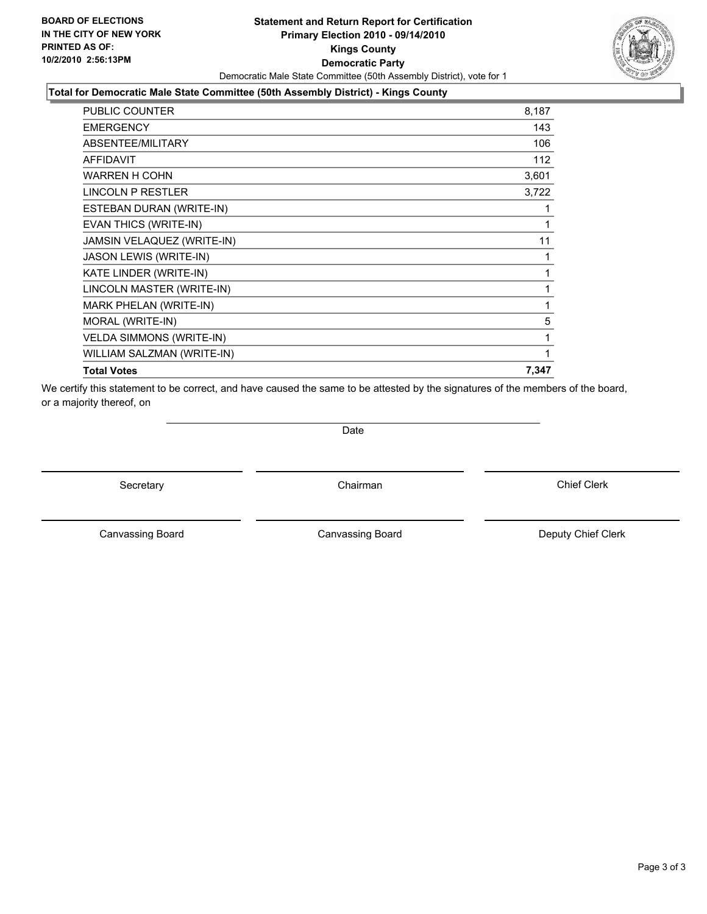**BOARD OF ELECTIONS IN THE CITY OF NEW YORK PRINTED AS OF: 10/2/2010 2:56:13PM**

# Statement and Return Report for Certification
## Primary Election 2010 - 09/14/2010
## Kings County
## Democratic Party

Democratic Male State Committee (50th Assembly District), vote for 1

**Total for Democratic Male State Committee (50th Assembly District) - Kings County**

| | |
|---|---|
| PUBLIC COUNTER | 8,187 |
| EMERGENCY | 143 |
| ABSENTEE/MILITARY | 106 |
| AFFIDAVIT | 112 |
| WARREN H COHN | 3,601 |
| LINCOLN P RESTLER | 3,722 |
| ESTEBAN DURAN (WRITE-IN) | 1 |
| EVAN THICS (WRITE-IN) | 1 |
| JAMSIN VELAQUEZ (WRITE-IN) | 11 |
| JASON LEWIS (WRITE-IN) | 1 |
| KATE LINDER (WRITE-IN) | 1 |
| LINCOLN MASTER (WRITE-IN) | 1 |
| MARK PHELAN (WRITE-IN) | 1 |
| MORAL (WRITE-IN) | 5 |
| VELDA SIMMONS (WRITE-IN) | 1 |
| WILLIAM SALZMAN (WRITE-IN) | 1 |
| **Total Votes** | **7,347** |

We certify this statement to be correct, and have caused the same to be attested by the signatures of the members of the board, or a majority thereof, on

Date

Secretary

Chairman

Chief Clerk

Canvassing Board

Canvassing Board

Deputy Chief Clerk